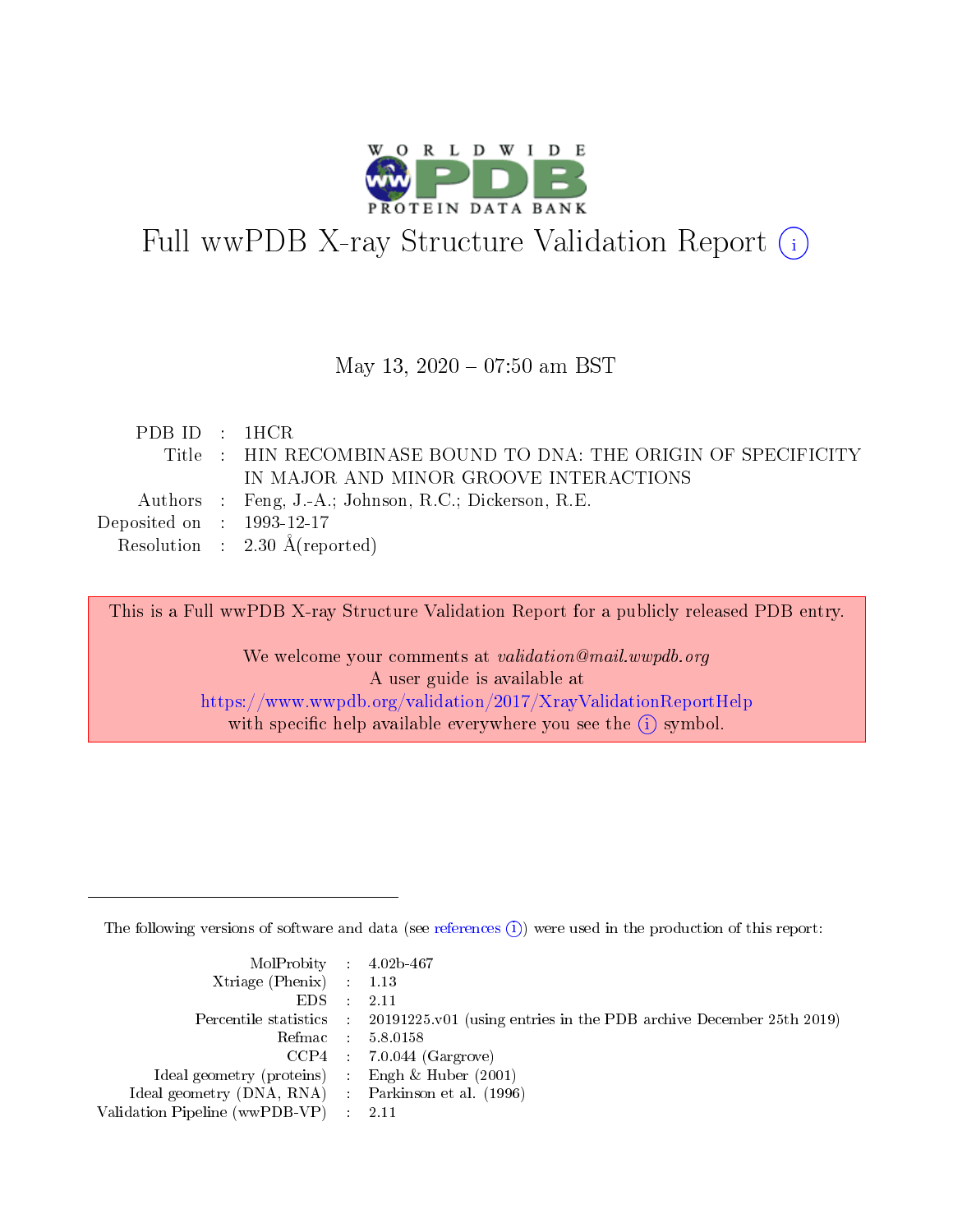# Full wwPDB X-ray Structure Validation Report (i)

May 13, 2020 – 07:50 am BST

| | | |
|---|---|---|
| PDB ID | : | 1HCR |
| Title | : | HIN RECOMBINASE BOUND TO DNA: THE ORIGIN OF SPECIFICITY IN MAJOR AND MINOR GROOVE INTERACTIONS |
| Authors | : | Feng, J.-A.; Johnson, R.C.; Dickerson, R.E. |
| Deposited on | : | 1993-12-17 |
| Resolution | : | 2.30 Å(reported) |

This is a Full wwPDB X-ray Structure Validation Report for a publicly released PDB entry.

We welcome your comments at *validation@mail.wwpdb.org*
A user guide is available at
https://www.wwpdb.org/validation/2017/XrayValidationReportHelp
with specific help available everywhere you see the (i) symbol.

---

The following versions of software and data (see references (i)) were used in the production of this report:

| | | |
|---|---|---|
| MolProbity | : | 4.02b-467 |
| Xtriage (Phenix) | : | 1.13 |
| EDS | : | 2.11 |
| Percentile statistics | : | 20191225.v01 (using entries in the PDB archive December 25th 2019) |
| Refmac | : | 5.8.0158 |
| CCP4 | : | 7.0.044 (Gargrove) |
| Ideal geometry (proteins) | : | Engh & Huber (2001) |
| Ideal geometry (DNA, RNA) | : | Parkinson et al. (1996) |
| Validation Pipeline (wwPDB-VP) | : | 2.11 |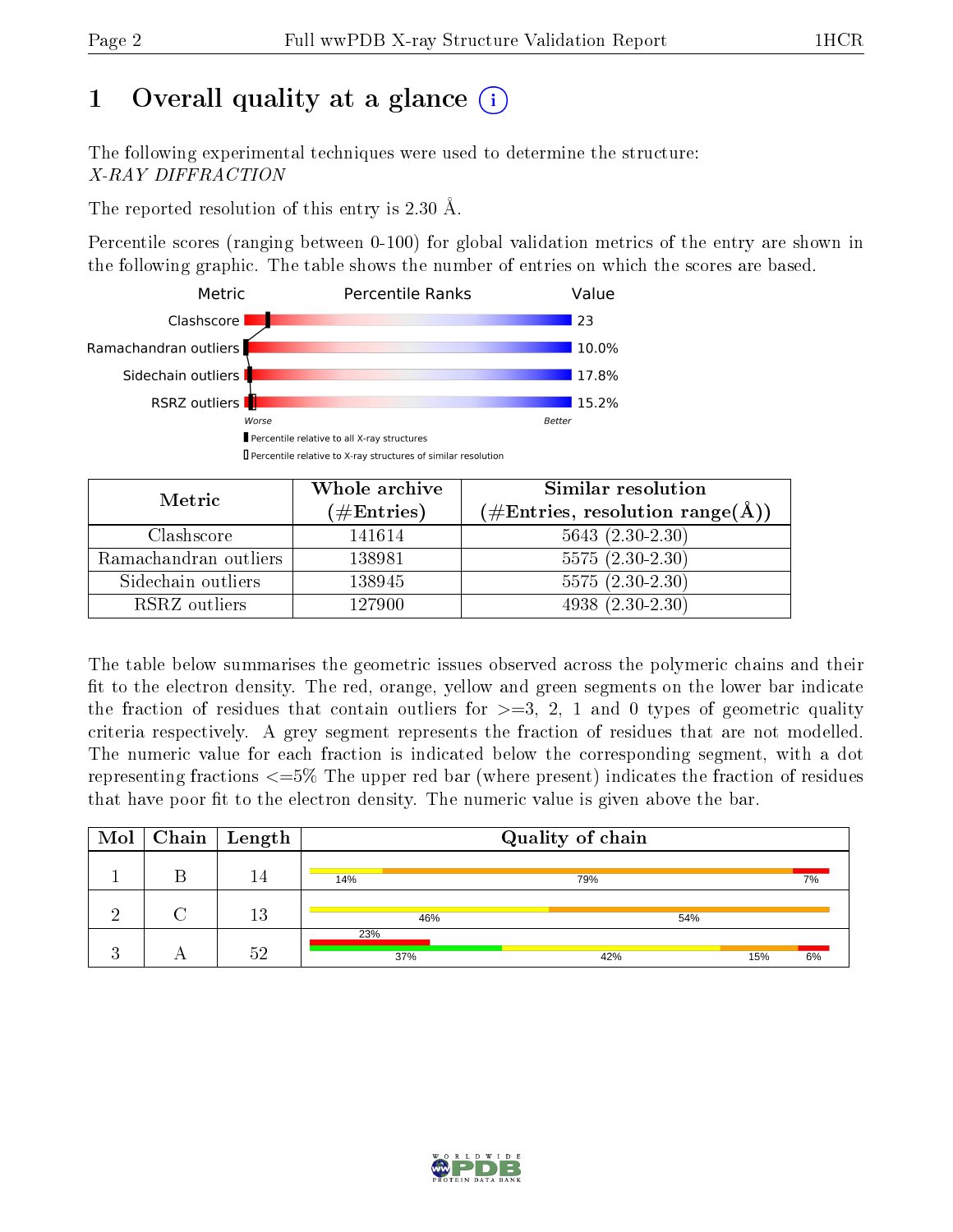# 1 Overall quality at a glance

The following experimental techniques were used to determine the structure:
*X-RAY DIFFRACTION*

The reported resolution of this entry is 2.30 Å.

Percentile scores (ranging between 0-100) for global validation metrics of the entry are shown in the following graphic. The table shows the number of entries on which the scores are based.

| Metric | Value |
|---|---|
| Clashscore | 23 |
| Ramachandran outliers | 10.0% |
| Sidechain outliers | 17.8% |
| RSRZ outliers | 15.2% |

Worse — Better

■ Percentile relative to all X-ray structures
□ Percentile relative to X-ray structures of similar resolution

| Metric | Whole archive (#Entries) | Similar resolution (#Entries, resolution range(Å)) |
|---|---|---|
| Clashscore | 141614 | 5643 (2.30-2.30) |
| Ramachandran outliers | 138981 | 5575 (2.30-2.30) |
| Sidechain outliers | 138945 | 5575 (2.30-2.30) |
| RSRZ outliers | 127900 | 4938 (2.30-2.30) |

The table below summarises the geometric issues observed across the polymeric chains and their fit to the electron density. The red, orange, yellow and green segments on the lower bar indicate the fraction of residues that contain outliers for >=3, 2, 1 and 0 types of geometric quality criteria respectively. A grey segment represents the fraction of residues that are not modelled. The numeric value for each fraction is indicated below the corresponding segment, with a dot representing fractions <=5% The upper red bar (where present) indicates the fraction of residues that have poor fit to the electron density. The numeric value is given above the bar.

| Mol | Chain | Length | Quality of chain |
|---|---|---|---|
| 1 | B | 14 | 14% · 79% · 7% |
| 2 | C | 13 | 46% · 54% |
| 3 | A | 52 | 23% (poor fit); 37% · 42% · 15% · 6% |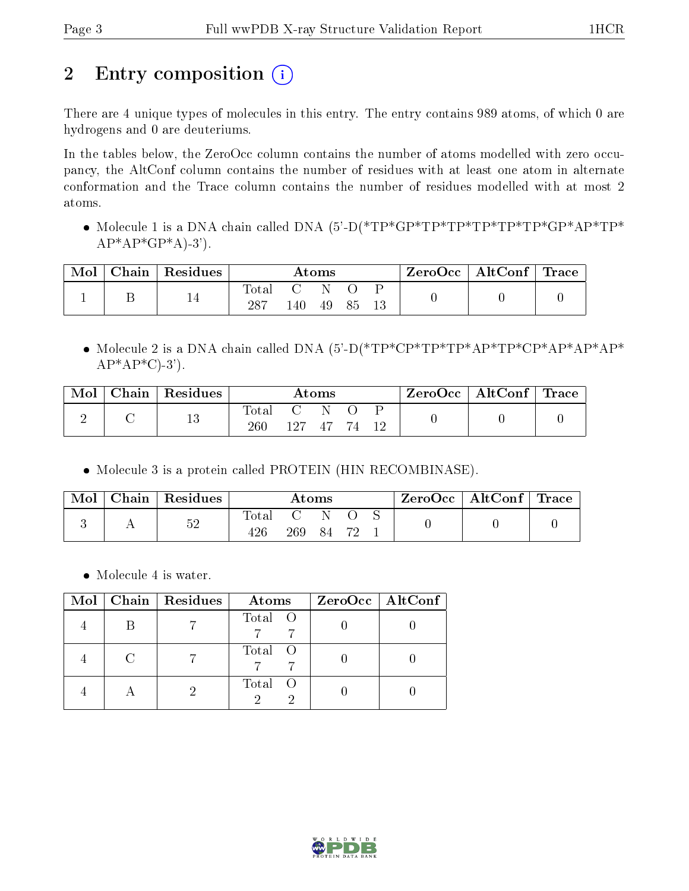# 2 Entry composition

There are 4 unique types of molecules in this entry. The entry contains 989 atoms, of which 0 are hydrogens and 0 are deuteriums.

In the tables below, the ZeroOcc column contains the number of atoms modelled with zero occupancy, the AltConf column contains the number of residues with at least one atom in alternate conformation and the Trace column contains the number of residues modelled with at most 2 atoms.

- Molecule 1 is a DNA chain called DNA (5'-D(*TP*GP*TP*TP*TP*TP*TP*GP*AP*TP*AP*AP*GP*A)-3').

| Mol | Chain | Residues | Atoms | | | | | ZeroOcc | AltConf | Trace |
|---|---|---|---|---|---|---|---|---|---|---|
| 1 | B | 14 | Total | C | N | O | P | 0 | 0 | 0 |
| | | | 287 | 140 | 49 | 85 | 13 | | | |

- Molecule 2 is a DNA chain called DNA (5'-D(*TP*CP*TP*TP*AP*TP*CP*AP*AP*AP*AP*AP*C)-3').

| Mol | Chain | Residues | Atoms | | | | | ZeroOcc | AltConf | Trace |
|---|---|---|---|---|---|---|---|---|---|---|
| 2 | C | 13 | Total | C | N | O | P | 0 | 0 | 0 |
| | | | 260 | 127 | 47 | 74 | 12 | | | |

- Molecule 3 is a protein called PROTEIN (HIN RECOMBINASE).

| Mol | Chain | Residues | Atoms | | | | | ZeroOcc | AltConf | Trace |
|---|---|---|---|---|---|---|---|---|---|---|
| 3 | A | 52 | Total | C | N | O | S | 0 | 0 | 0 |
| | | | 426 | 269 | 84 | 72 | 1 | | | |

- Molecule 4 is water.

| Mol | Chain | Residues | Atoms | | ZeroOcc | AltConf |
|---|---|---|---|---|---|---|
| 4 | B | 7 | Total | O | 0 | 0 |
| | | | 7 | 7 | | |
| 4 | C | 7 | Total | O | 0 | 0 |
| | | | 7 | 7 | | |
| 4 | A | 2 | Total | O | 0 | 0 |
| | | | 2 | 2 | | |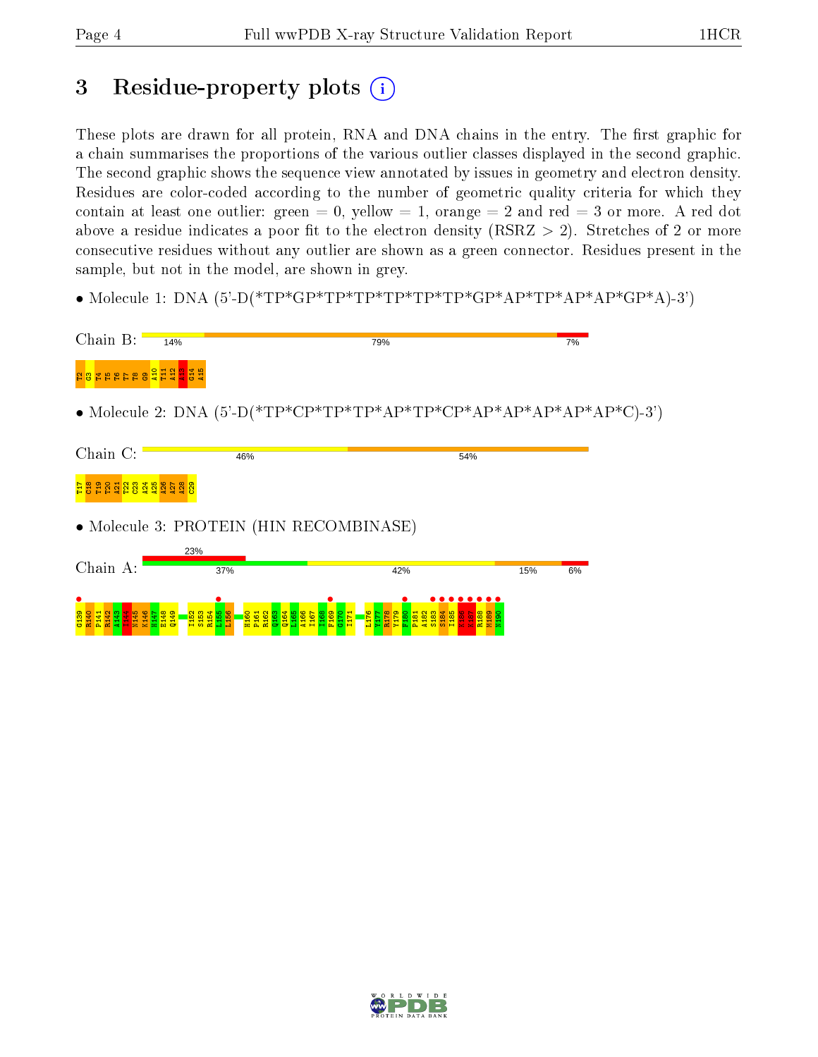# 3 Residue-property plots

These plots are drawn for all protein, RNA and DNA chains in the entry. The first graphic for a chain summarises the proportions of the various outlier classes displayed in the second graphic. The second graphic shows the sequence view annotated by issues in geometry and electron density. Residues are color-coded according to the number of geometric quality criteria for which they contain at least one outlier: green = 0, yellow = 1, orange = 2 and red = 3 or more. A red dot above a residue indicates a poor fit to the electron density (RSRZ > 2). Stretches of 2 or more consecutive residues without any outlier are shown as a green connector. Residues present in the sample, but not in the model, are shown in grey.

- Molecule 1: DNA (5'-D(*TP*GP*TP*TP*TP*TP*TP*GP*AP*TP*AP*AP*GP*A)-3')

Chain B: 14% 79% 7%

T2 G3 T4 T5 T6 T7 T8 G9 A10 T11 A12 A13 G14 A15

- Molecule 2: DNA (5'-D(*TP*CP*TP*TP*AP*TP*CP*AP*AP*AP*AP*AP*C)-3')

Chain C: 46% 54%

T17 C18 T19 T20 A21 T22 C23 A24 A25 A26 A27 A28 C29

- Molecule 3: PROTEIN (HIN RECOMBINASE)

Chain A: 23% 37% 42% 15% 6%

G139 R140 P141 R142 A143 I144 N145 K146 H147 E148 Q149 I152 S153 R154 L155 L156 H160 P161 R162 Q163 Q164 L165 A166 I167 I168 F169 G170 I171 L176 Y177 R178 Y179 F180 P181 A182 S183 S184 I185 K186 K187 R188 M189 N190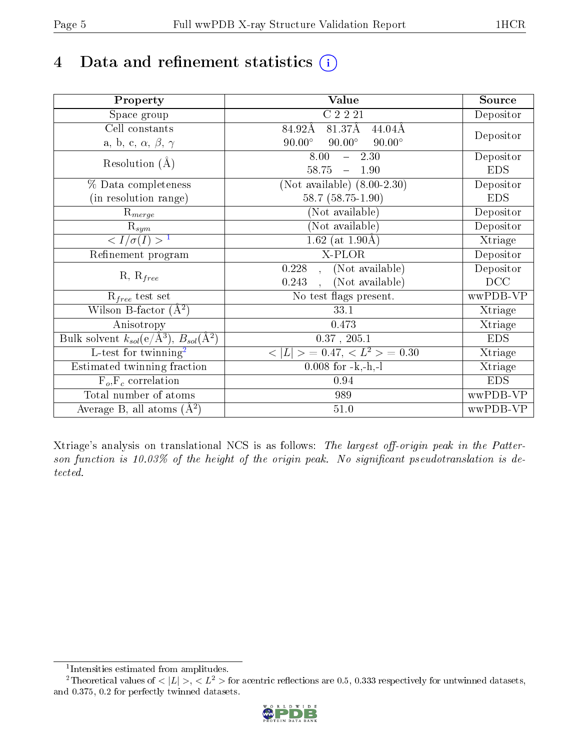# 4 Data and refinement statistics

| Property | Value | Source |
| --- | --- | --- |
| Space group | C 2 2 21 | Depositor |
| Cell constants<br>a, b, c, $\alpha$, $\beta$, $\gamma$ | 84.92Å 81.37Å 44.04Å<br>90.00° 90.00° 90.00° | Depositor |
| Resolution (Å) | 8.00 – 2.30<br>58.75 – 1.90 | Depositor<br>EDS |
| % Data completeness<br>(in resolution range) | (Not available) (8.00-2.30)<br>58.7 (58.75-1.90) | Depositor<br>EDS |
| $R_{merge}$ | (Not available) | Depositor |
| $R_{sym}$ | (Not available) | Depositor |
| $< I/\sigma(I) >$ [1] | 1.62 (at 1.90Å) | Xtriage |
| Refinement program | X-PLOR | Depositor |
| R, $R_{free}$ | 0.228 , (Not available)<br>0.243 , (Not available) | Depositor<br>DCC |
| $R_{free}$ test set | No test flags present. | wwPDB-VP |
| Wilson B-factor (Å$^2$) | 33.1 | Xtriage |
| Anisotropy | 0.473 | Xtriage |
| Bulk solvent $k_{sol}$(e/Å$^3$), $B_{sol}$(Å$^2$) | 0.37 , 205.1 | EDS |
| L-test for twinning[2] | $< \|L\| >$ = 0.47, $< L^2 >$ = 0.30 | Xtriage |
| Estimated twinning fraction | 0.008 for -k,-h,-l | Xtriage |
| $F_o$,$F_c$ correlation | 0.94 | EDS |
| Total number of atoms | 989 | wwPDB-VP |
| Average B, all atoms (Å$^2$) | 51.0 | wwPDB-VP |

Xtriage's analysis on translational NCS is as follows: *The largest off-origin peak in the Patterson function is 10.03% of the height of the origin peak. No significant pseudotranslation is detected.*

[1] Intensities estimated from amplitudes.

[2] Theoretical values of $< |L| >$, $< L^2 >$ for acentric reflections are 0.5, 0.333 respectively for untwinned datasets, and 0.375, 0.2 for perfectly twinned datasets.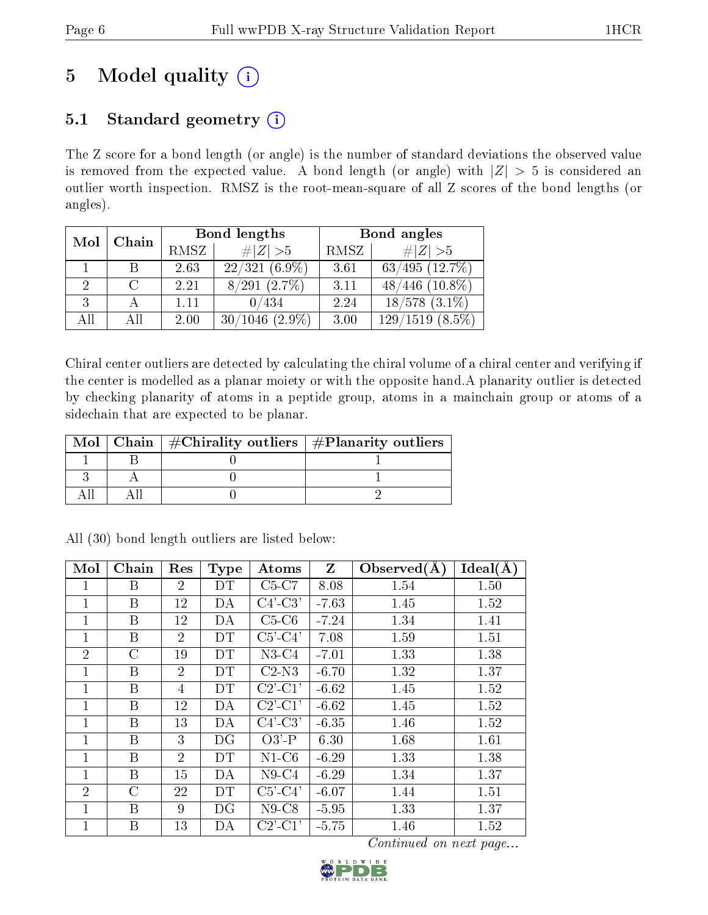# 5 Model quality

## 5.1 Standard geometry

The Z score for a bond length (or angle) is the number of standard deviations the observed value is removed from the expected value. A bond length (or angle) with $|Z| > 5$ is considered an outlier worth inspection. RMSZ is the root-mean-square of all Z scores of the bond lengths (or angles).

| Mol | Chain | Bond lengths | | Bond angles | |
|---|---|---|---|---|---|
| | | RMSZ | $\#\|Z\| > 5$ | RMSZ | $\#\|Z\| > 5$ |
| 1 | B | 2.63 | 22/321 (6.9%) | 3.61 | 63/495 (12.7%) |
| 2 | C | 2.21 | 8/291 (2.7%) | 3.11 | 48/446 (10.8%) |
| 3 | A | 1.11 | 0/434 | 2.24 | 18/578 (3.1%) |
| All | All | 2.00 | 30/1046 (2.9%) | 3.00 | 129/1519 (8.5%) |

Chiral center outliers are detected by calculating the chiral volume of a chiral center and verifying if the center is modelled as a planar moiety or with the opposite hand.A planarity outlier is detected by checking planarity of atoms in a peptide group, atoms in a mainchain group or atoms of a sidechain that are expected to be planar.

| Mol | Chain | #Chirality outliers | #Planarity outliers |
|---|---|---|---|
| 1 | B | 0 | 1 |
| 3 | A | 0 | 1 |
| All | All | 0 | 2 |

All (30) bond length outliers are listed below:

| Mol | Chain | Res | Type | Atoms | Z | Observed(Å) | Ideal(Å) |
|---|---|---|---|---|---|---|---|
| 1 | B | 2 | DT | C5-C7 | 8.08 | 1.54 | 1.50 |
| 1 | B | 12 | DA | C4'-C3' | -7.63 | 1.45 | 1.52 |
| 1 | B | 12 | DA | C5-C6 | -7.24 | 1.34 | 1.41 |
| 1 | B | 2 | DT | C5'-C4' | 7.08 | 1.59 | 1.51 |
| 2 | C | 19 | DT | N3-C4 | -7.01 | 1.33 | 1.38 |
| 1 | B | 2 | DT | C2-N3 | -6.70 | 1.32 | 1.37 |
| 1 | B | 4 | DT | C2'-C1' | -6.62 | 1.45 | 1.52 |
| 1 | B | 12 | DA | C2'-C1' | -6.62 | 1.45 | 1.52 |
| 1 | B | 13 | DA | C4'-C3' | -6.35 | 1.46 | 1.52 |
| 1 | B | 3 | DG | O3'-P | 6.30 | 1.68 | 1.61 |
| 1 | B | 2 | DT | N1-C6 | -6.29 | 1.33 | 1.38 |
| 1 | B | 15 | DA | N9-C4 | -6.29 | 1.34 | 1.37 |
| 2 | C | 22 | DT | C5'-C4' | -6.07 | 1.44 | 1.51 |
| 1 | B | 9 | DG | N9-C8 | -5.95 | 1.33 | 1.37 |
| 1 | B | 13 | DA | C2'-C1' | -5.75 | 1.46 | 1.52 |

*Continued on next page...*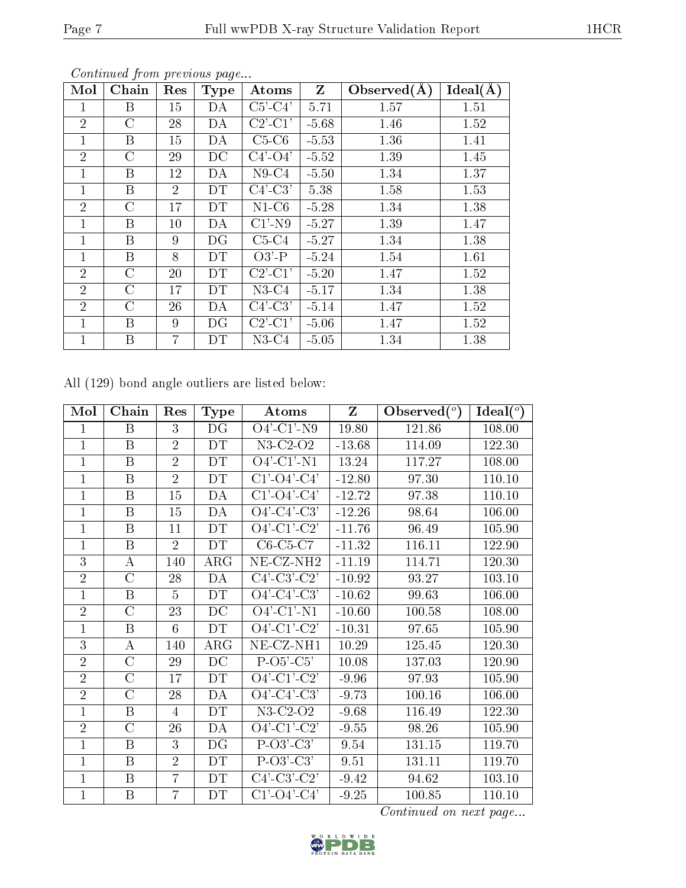*Continued from previous page...*

| Mol | Chain | Res | Type | Atoms | Z | Observed(Å) | Ideal(Å) |
|---|---|---|---|---|---|---|---|
| 1 | B | 15 | DA | C5'-C4' | 5.71 | 1.57 | 1.51 |
| 2 | C | 28 | DA | C2'-C1' | -5.68 | 1.46 | 1.52 |
| 1 | B | 15 | DA | C5-C6 | -5.53 | 1.36 | 1.41 |
| 2 | C | 29 | DC | C4'-O4' | -5.52 | 1.39 | 1.45 |
| 1 | B | 12 | DA | N9-C4 | -5.50 | 1.34 | 1.37 |
| 1 | B | 2 | DT | C4'-C3' | 5.38 | 1.58 | 1.53 |
| 2 | C | 17 | DT | N1-C6 | -5.28 | 1.34 | 1.38 |
| 1 | B | 10 | DA | C1'-N9 | -5.27 | 1.39 | 1.47 |
| 1 | B | 9 | DG | C5-C4 | -5.27 | 1.34 | 1.38 |
| 1 | B | 8 | DT | O3'-P | -5.24 | 1.54 | 1.61 |
| 2 | C | 20 | DT | C2'-C1' | -5.20 | 1.47 | 1.52 |
| 2 | C | 17 | DT | N3-C4 | -5.17 | 1.34 | 1.38 |
| 2 | C | 26 | DA | C4'-C3' | -5.14 | 1.47 | 1.52 |
| 1 | B | 9 | DG | C2'-C1' | -5.06 | 1.47 | 1.52 |
| 1 | B | 7 | DT | N3-C4 | -5.05 | 1.34 | 1.38 |

All (129) bond angle outliers are listed below:

| Mol | Chain | Res | Type | Atoms | Z | Observed(°) | Ideal(°) |
|---|---|---|---|---|---|---|---|
| 1 | B | 3 | DG | O4'-C1'-N9 | 19.80 | 121.86 | 108.00 |
| 1 | B | 2 | DT | N3-C2-O2 | -13.68 | 114.09 | 122.30 |
| 1 | B | 2 | DT | O4'-C1'-N1 | 13.24 | 117.27 | 108.00 |
| 1 | B | 2 | DT | C1'-O4'-C4' | -12.80 | 97.30 | 110.10 |
| 1 | B | 15 | DA | C1'-O4'-C4' | -12.72 | 97.38 | 110.10 |
| 1 | B | 15 | DA | O4'-C4'-C3' | -12.26 | 98.64 | 106.00 |
| 1 | B | 11 | DT | O4'-C1'-C2' | -11.76 | 96.49 | 105.90 |
| 1 | B | 2 | DT | C6-C5-C7 | -11.32 | 116.11 | 122.90 |
| 3 | A | 140 | ARG | NE-CZ-NH2 | -11.19 | 114.71 | 120.30 |
| 2 | C | 28 | DA | C4'-C3'-C2' | -10.92 | 93.27 | 103.10 |
| 1 | B | 5 | DT | O4'-C4'-C3' | -10.62 | 99.63 | 106.00 |
| 2 | C | 23 | DC | O4'-C1'-N1 | -10.60 | 100.58 | 108.00 |
| 1 | B | 6 | DT | O4'-C1'-C2' | -10.31 | 97.65 | 105.90 |
| 3 | A | 140 | ARG | NE-CZ-NH1 | 10.29 | 125.45 | 120.30 |
| 2 | C | 29 | DC | P-O5'-C5' | 10.08 | 137.03 | 120.90 |
| 2 | C | 17 | DT | O4'-C1'-C2' | -9.96 | 97.93 | 105.90 |
| 2 | C | 28 | DA | O4'-C4'-C3' | -9.73 | 100.16 | 106.00 |
| 1 | B | 4 | DT | N3-C2-O2 | -9.68 | 116.49 | 122.30 |
| 2 | C | 26 | DA | O4'-C1'-C2' | -9.55 | 98.26 | 105.90 |
| 1 | B | 3 | DG | P-O3'-C3' | 9.54 | 131.15 | 119.70 |
| 1 | B | 2 | DT | P-O3'-C3' | 9.51 | 131.11 | 119.70 |
| 1 | B | 7 | DT | C4'-C3'-C2' | -9.42 | 94.62 | 103.10 |
| 1 | B | 7 | DT | C1'-O4'-C4' | -9.25 | 100.85 | 110.10 |

*Continued on next page...*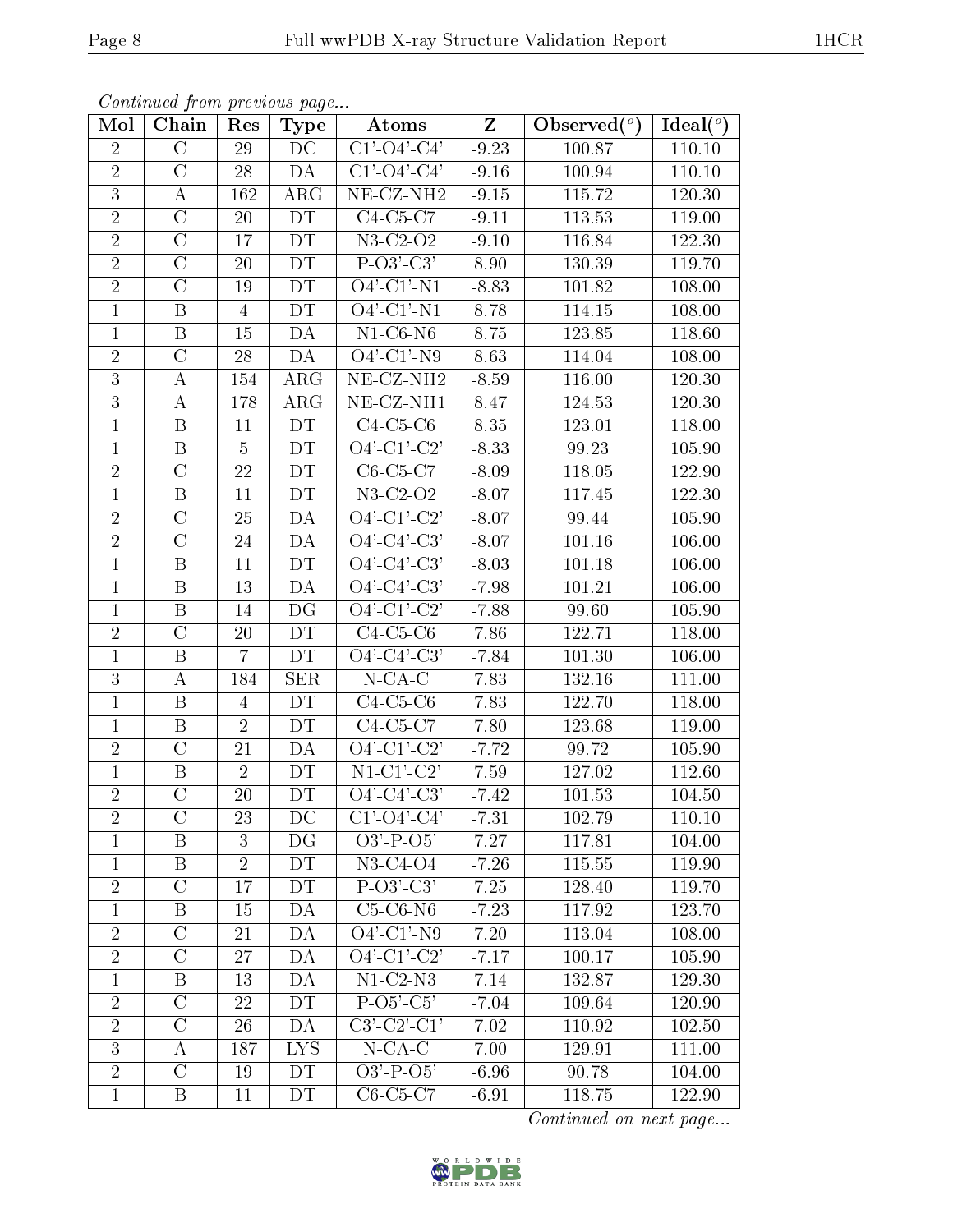*Continued from previous page...*

| Mol | Chain | Res | Type | Atoms | Z | Observed(°) | Ideal(°) |
|---|---|---|---|---|---|---|---|
| 2 | C | 29 | DC | C1'-O4'-C4' | -9.23 | 100.87 | 110.10 |
| 2 | C | 28 | DA | C1'-O4'-C4' | -9.16 | 100.94 | 110.10 |
| 3 | A | 162 | ARG | NE-CZ-NH2 | -9.15 | 115.72 | 120.30 |
| 2 | C | 20 | DT | C4-C5-C7 | -9.11 | 113.53 | 119.00 |
| 2 | C | 17 | DT | N3-C2-O2 | -9.10 | 116.84 | 122.30 |
| 2 | C | 20 | DT | P-O3'-C3' | 8.90 | 130.39 | 119.70 |
| 2 | C | 19 | DT | O4'-C1'-N1 | -8.83 | 101.82 | 108.00 |
| 1 | B | 4 | DT | O4'-C1'-N1 | 8.78 | 114.15 | 108.00 |
| 1 | B | 15 | DA | N1-C6-N6 | 8.75 | 123.85 | 118.60 |
| 2 | C | 28 | DA | O4'-C1'-N9 | 8.63 | 114.04 | 108.00 |
| 3 | A | 154 | ARG | NE-CZ-NH2 | -8.59 | 116.00 | 120.30 |
| 3 | A | 178 | ARG | NE-CZ-NH1 | 8.47 | 124.53 | 120.30 |
| 1 | B | 11 | DT | C4-C5-C6 | 8.35 | 123.01 | 118.00 |
| 1 | B | 5 | DT | O4'-C1'-C2' | -8.33 | 99.23 | 105.90 |
| 2 | C | 22 | DT | C6-C5-C7 | -8.09 | 118.05 | 122.90 |
| 1 | B | 11 | DT | N3-C2-O2 | -8.07 | 117.45 | 122.30 |
| 2 | C | 25 | DA | O4'-C1'-C2' | -8.07 | 99.44 | 105.90 |
| 2 | C | 24 | DA | O4'-C4'-C3' | -8.07 | 101.16 | 106.00 |
| 1 | B | 11 | DT | O4'-C4'-C3' | -8.03 | 101.18 | 106.00 |
| 1 | B | 13 | DA | O4'-C4'-C3' | -7.98 | 101.21 | 106.00 |
| 1 | B | 14 | DG | O4'-C1'-C2' | -7.88 | 99.60 | 105.90 |
| 2 | C | 20 | DT | C4-C5-C6 | 7.86 | 122.71 | 118.00 |
| 1 | B | 7 | DT | O4'-C4'-C3' | -7.84 | 101.30 | 106.00 |
| 3 | A | 184 | SER | N-CA-C | 7.83 | 132.16 | 111.00 |
| 1 | B | 4 | DT | C4-C5-C6 | 7.83 | 122.70 | 118.00 |
| 1 | B | 2 | DT | C4-C5-C7 | 7.80 | 123.68 | 119.00 |
| 2 | C | 21 | DA | O4'-C1'-C2' | -7.72 | 99.72 | 105.90 |
| 1 | B | 2 | DT | N1-C1'-C2' | 7.59 | 127.02 | 112.60 |
| 2 | C | 20 | DT | O4'-C4'-C3' | -7.42 | 101.53 | 104.50 |
| 2 | C | 23 | DC | C1'-O4'-C4' | -7.31 | 102.79 | 110.10 |
| 1 | B | 3 | DG | O3'-P-O5' | 7.27 | 117.81 | 104.00 |
| 1 | B | 2 | DT | N3-C4-O4 | -7.26 | 115.55 | 119.90 |
| 2 | C | 17 | DT | P-O3'-C3' | 7.25 | 128.40 | 119.70 |
| 1 | B | 15 | DA | C5-C6-N6 | -7.23 | 117.92 | 123.70 |
| 2 | C | 21 | DA | O4'-C1'-N9 | 7.20 | 113.04 | 108.00 |
| 2 | C | 27 | DA | O4'-C1'-C2' | -7.17 | 100.17 | 105.90 |
| 1 | B | 13 | DA | N1-C2-N3 | 7.14 | 132.87 | 129.30 |
| 2 | C | 22 | DT | P-O5'-C5' | -7.04 | 109.64 | 120.90 |
| 2 | C | 26 | DA | C3'-C2'-C1' | 7.02 | 110.92 | 102.50 |
| 3 | A | 187 | LYS | N-CA-C | 7.00 | 129.91 | 111.00 |
| 2 | C | 19 | DT | O3'-P-O5' | -6.96 | 90.78 | 104.00 |
| 1 | B | 11 | DT | C6-C5-C7 | -6.91 | 118.75 | 122.90 |

*Continued on next page...*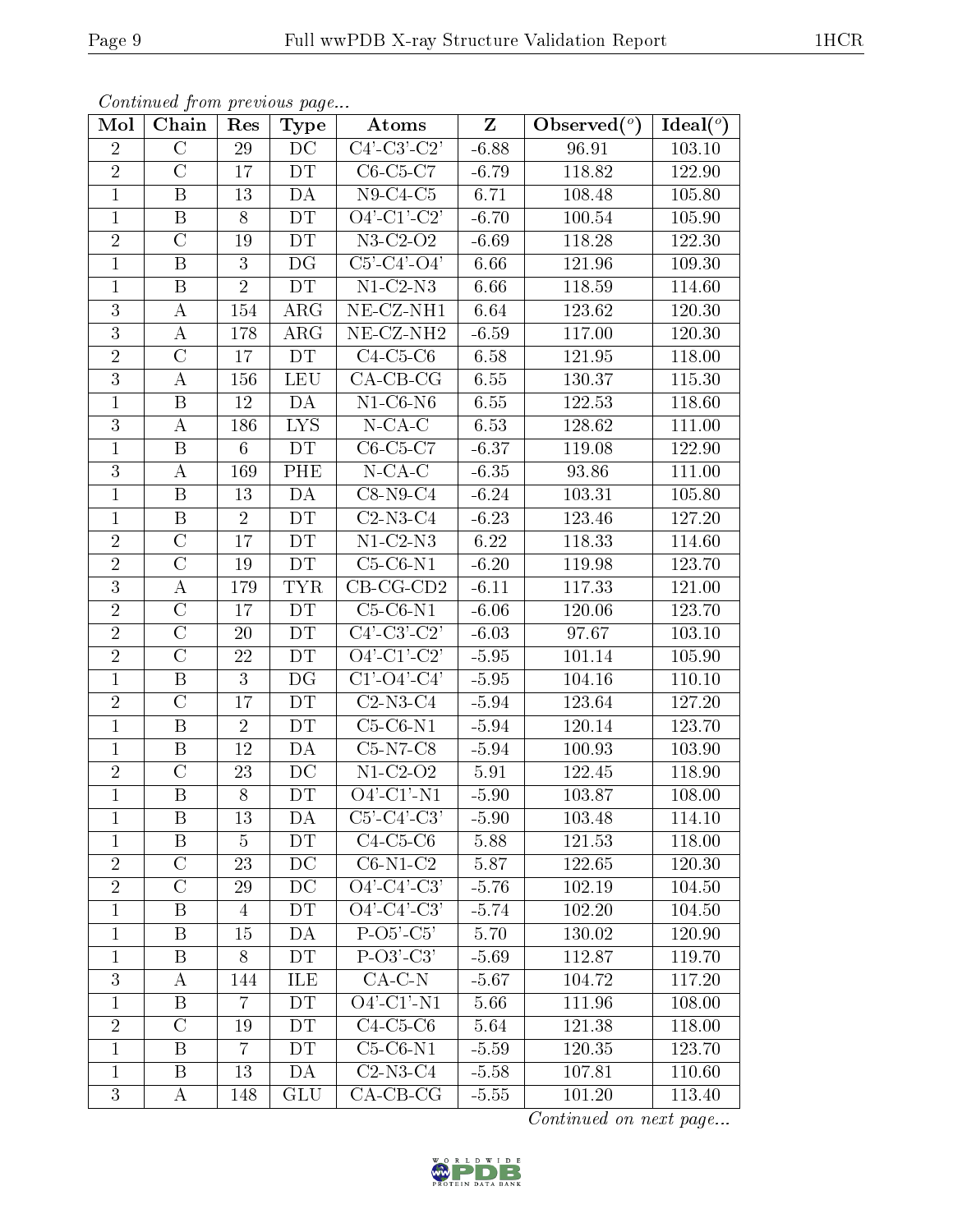*Continued from previous page...*

| Mol | Chain | Res | Type | Atoms | Z | Observed(°) | Ideal(°) |
|---|---|---|---|---|---|---|---|
| 2 | C | 29 | DC | C4'-C3'-C2' | -6.88 | 96.91 | 103.10 |
| 2 | C | 17 | DT | C6-C5-C7 | -6.79 | 118.82 | 122.90 |
| 1 | B | 13 | DA | N9-C4-C5 | 6.71 | 108.48 | 105.80 |
| 1 | B | 8 | DT | O4'-C1'-C2' | -6.70 | 100.54 | 105.90 |
| 2 | C | 19 | DT | N3-C2-O2 | -6.69 | 118.28 | 122.30 |
| 1 | B | 3 | DG | C5'-C4'-O4' | 6.66 | 121.96 | 109.30 |
| 1 | B | 2 | DT | N1-C2-N3 | 6.66 | 118.59 | 114.60 |
| 3 | A | 154 | ARG | NE-CZ-NH1 | 6.64 | 123.62 | 120.30 |
| 3 | A | 178 | ARG | NE-CZ-NH2 | -6.59 | 117.00 | 120.30 |
| 2 | C | 17 | DT | C4-C5-C6 | 6.58 | 121.95 | 118.00 |
| 3 | A | 156 | LEU | CA-CB-CG | 6.55 | 130.37 | 115.30 |
| 1 | B | 12 | DA | N1-C6-N6 | 6.55 | 122.53 | 118.60 |
| 3 | A | 186 | LYS | N-CA-C | 6.53 | 128.62 | 111.00 |
| 1 | B | 6 | DT | C6-C5-C7 | -6.37 | 119.08 | 122.90 |
| 3 | A | 169 | PHE | N-CA-C | -6.35 | 93.86 | 111.00 |
| 1 | B | 13 | DA | C8-N9-C4 | -6.24 | 103.31 | 105.80 |
| 1 | B | 2 | DT | C2-N3-C4 | -6.23 | 123.46 | 127.20 |
| 2 | C | 17 | DT | N1-C2-N3 | 6.22 | 118.33 | 114.60 |
| 2 | C | 19 | DT | C5-C6-N1 | -6.20 | 119.98 | 123.70 |
| 3 | A | 179 | TYR | CB-CG-CD2 | -6.11 | 117.33 | 121.00 |
| 2 | C | 17 | DT | C5-C6-N1 | -6.06 | 120.06 | 123.70 |
| 2 | C | 20 | DT | C4'-C3'-C2' | -6.03 | 97.67 | 103.10 |
| 2 | C | 22 | DT | O4'-C1'-C2' | -5.95 | 101.14 | 105.90 |
| 1 | B | 3 | DG | C1'-O4'-C4' | -5.95 | 104.16 | 110.10 |
| 2 | C | 17 | DT | C2-N3-C4 | -5.94 | 123.64 | 127.20 |
| 1 | B | 2 | DT | C5-C6-N1 | -5.94 | 120.14 | 123.70 |
| 1 | B | 12 | DA | C5-N7-C8 | -5.94 | 100.93 | 103.90 |
| 2 | C | 23 | DC | N1-C2-O2 | 5.91 | 122.45 | 118.90 |
| 1 | B | 8 | DT | O4'-C1'-N1 | -5.90 | 103.87 | 108.00 |
| 1 | B | 13 | DA | C5'-C4'-C3' | -5.90 | 103.48 | 114.10 |
| 1 | B | 5 | DT | C4-C5-C6 | 5.88 | 121.53 | 118.00 |
| 2 | C | 23 | DC | C6-N1-C2 | 5.87 | 122.65 | 120.30 |
| 2 | C | 29 | DC | O4'-C4'-C3' | -5.76 | 102.19 | 104.50 |
| 1 | B | 4 | DT | O4'-C4'-C3' | -5.74 | 102.20 | 104.50 |
| 1 | B | 15 | DA | P-O5'-C5' | 5.70 | 130.02 | 120.90 |
| 1 | B | 8 | DT | P-O3'-C3' | -5.69 | 112.87 | 119.70 |
| 3 | A | 144 | ILE | CA-C-N | -5.67 | 104.72 | 117.20 |
| 1 | B | 7 | DT | O4'-C1'-N1 | 5.66 | 111.96 | 108.00 |
| 2 | C | 19 | DT | C4-C5-C6 | 5.64 | 121.38 | 118.00 |
| 1 | B | 7 | DT | C5-C6-N1 | -5.59 | 120.35 | 123.70 |
| 1 | B | 13 | DA | C2-N3-C4 | -5.58 | 107.81 | 110.60 |
| 3 | A | 148 | GLU | CA-CB-CG | -5.55 | 101.20 | 113.40 |

*Continued on next page...*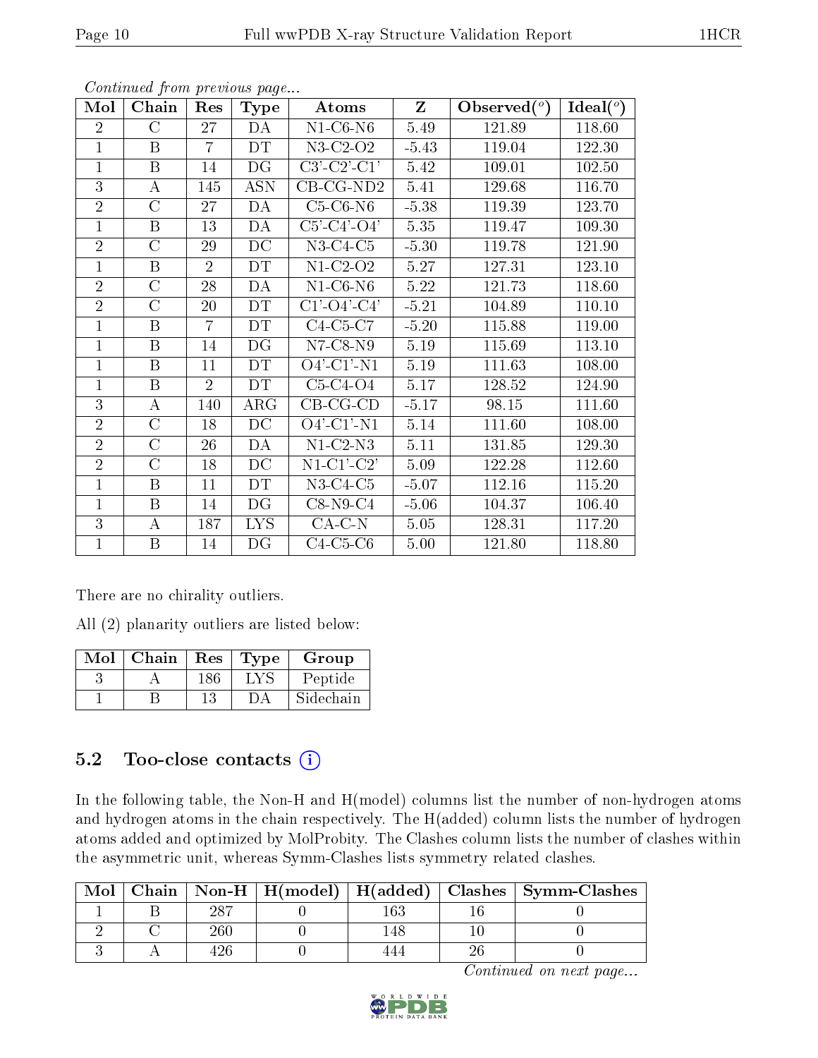*Continued from previous page...*

| Mol | Chain | Res | Type | Atoms | Z | Observed(°) | Ideal(°) |
|---|---|---|---|---|---|---|---|
| 2 | C | 27 | DA | N1-C6-N6 | 5.49 | 121.89 | 118.60 |
| 1 | B | 7 | DT | N3-C2-O2 | -5.43 | 119.04 | 122.30 |
| 1 | B | 14 | DG | C3'-C2'-C1' | 5.42 | 109.01 | 102.50 |
| 3 | A | 145 | ASN | CB-CG-ND2 | 5.41 | 129.68 | 116.70 |
| 2 | C | 27 | DA | C5-C6-N6 | -5.38 | 119.39 | 123.70 |
| 1 | B | 13 | DA | C5'-C4'-O4' | 5.35 | 119.47 | 109.30 |
| 2 | C | 29 | DC | N3-C4-C5 | -5.30 | 119.78 | 121.90 |
| 1 | B | 2 | DT | N1-C2-O2 | 5.27 | 127.31 | 123.10 |
| 2 | C | 28 | DA | N1-C6-N6 | 5.22 | 121.73 | 118.60 |
| 2 | C | 20 | DT | C1'-O4'-C4' | -5.21 | 104.89 | 110.10 |
| 1 | B | 7 | DT | C4-C5-C7 | -5.20 | 115.88 | 119.00 |
| 1 | B | 14 | DG | N7-C8-N9 | 5.19 | 115.69 | 113.10 |
| 1 | B | 11 | DT | O4'-C1'-N1 | 5.19 | 111.63 | 108.00 |
| 1 | B | 2 | DT | C5-C4-O4 | 5.17 | 128.52 | 124.90 |
| 3 | A | 140 | ARG | CB-CG-CD | -5.17 | 98.15 | 111.60 |
| 2 | C | 18 | DC | O4'-C1'-N1 | 5.14 | 111.60 | 108.00 |
| 2 | C | 26 | DA | N1-C2-N3 | 5.11 | 131.85 | 129.30 |
| 2 | C | 18 | DC | N1-C1'-C2' | 5.09 | 122.28 | 112.60 |
| 1 | B | 11 | DT | N3-C4-C5 | -5.07 | 112.16 | 115.20 |
| 1 | B | 14 | DG | C8-N9-C4 | -5.06 | 104.37 | 106.40 |
| 3 | A | 187 | LYS | CA-C-N | 5.05 | 128.31 | 117.20 |
| 1 | B | 14 | DG | C4-C5-C6 | 5.00 | 121.80 | 118.80 |

There are no chirality outliers.

All (2) planarity outliers are listed below:

| Mol | Chain | Res | Type | Group |
|---|---|---|---|---|
| 3 | A | 186 | LYS | Peptide |
| 1 | B | 13 | DA | Sidechain |

## 5.2 Too-close contacts (i)

In the following table, the Non-H and H(model) columns list the number of non-hydrogen atoms and hydrogen atoms in the chain respectively. The H(added) column lists the number of hydrogen atoms added and optimized by MolProbity. The Clashes column lists the number of clashes within the asymmetric unit, whereas Symm-Clashes lists symmetry related clashes.

| Mol | Chain | Non-H | H(model) | H(added) | Clashes | Symm-Clashes |
|---|---|---|---|---|---|---|
| 1 | B | 287 | 0 | 163 | 16 | 0 |
| 2 | C | 260 | 0 | 148 | 10 | 0 |
| 3 | A | 426 | 0 | 444 | 26 | 0 |

*Continued on next page...*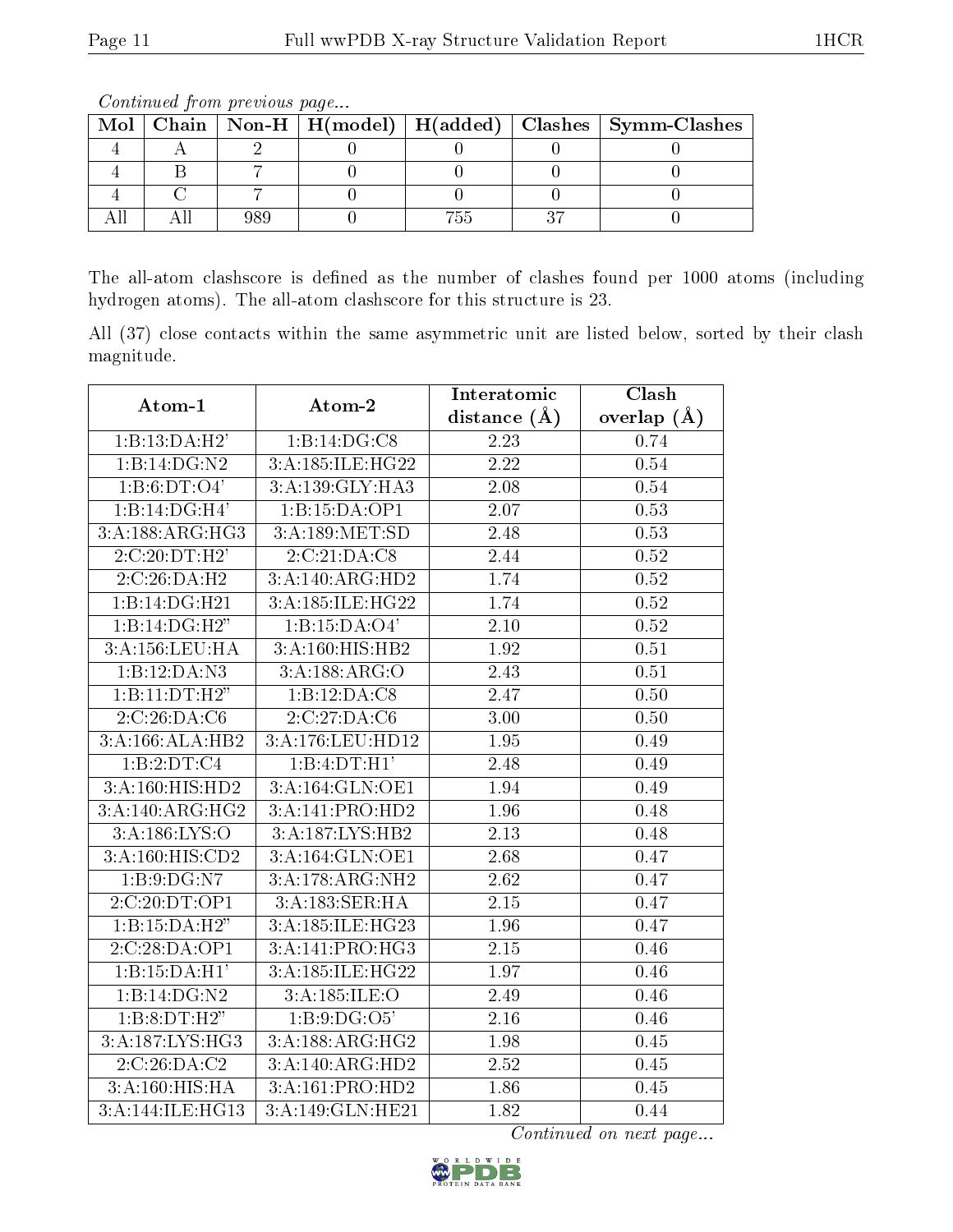*Continued from previous page...*

| Mol | Chain | Non-H | H(model) | H(added) | Clashes | Symm-Clashes |
|---|---|---|---|---|---|---|
| 4 | A | 2 | 0 | 0 | 0 | 0 |
| 4 | B | 7 | 0 | 0 | 0 | 0 |
| 4 | C | 7 | 0 | 0 | 0 | 0 |
| All | All | 989 | 0 | 755 | 37 | 0 |

The all-atom clashscore is defined as the number of clashes found per 1000 atoms (including hydrogen atoms). The all-atom clashscore for this structure is 23.

All (37) close contacts within the same asymmetric unit are listed below, sorted by their clash magnitude.

| Atom-1 | Atom-2 | Interatomic distance (Å) | Clash overlap (Å) |
|---|---|---|---|
| 1:B:13:DA:H2' | 1:B:14:DG:C8 | 2.23 | 0.74 |
| 1:B:14:DG:N2 | 3:A:185:ILE:HG22 | 2.22 | 0.54 |
| 1:B:6:DT:O4' | 3:A:139:GLY:HA3 | 2.08 | 0.54 |
| 1:B:14:DG:H4' | 1:B:15:DA:OP1 | 2.07 | 0.53 |
| 3:A:188:ARG:HG3 | 3:A:189:MET:SD | 2.48 | 0.53 |
| 2:C:20:DT:H2' | 2:C:21:DA:C8 | 2.44 | 0.52 |
| 2:C:26:DA:H2 | 3:A:140:ARG:HD2 | 1.74 | 0.52 |
| 1:B:14:DG:H21 | 3:A:185:ILE:HG22 | 1.74 | 0.52 |
| 1:B:14:DG:H2" | 1:B:15:DA:O4' | 2.10 | 0.52 |
| 3:A:156:LEU:HA | 3:A:160:HIS:HB2 | 1.92 | 0.51 |
| 1:B:12:DA:N3 | 3:A:188:ARG:O | 2.43 | 0.51 |
| 1:B:11:DT:H2" | 1:B:12:DA:C8 | 2.47 | 0.50 |
| 2:C:26:DA:C6 | 2:C:27:DA:C6 | 3.00 | 0.50 |
| 3:A:166:ALA:HB2 | 3:A:176:LEU:HD12 | 1.95 | 0.49 |
| 1:B:2:DT:C4 | 1:B:4:DT:H1' | 2.48 | 0.49 |
| 3:A:160:HIS:HD2 | 3:A:164:GLN:OE1 | 1.94 | 0.49 |
| 3:A:140:ARG:HG2 | 3:A:141:PRO:HD2 | 1.96 | 0.48 |
| 3:A:186:LYS:O | 3:A:187:LYS:HB2 | 2.13 | 0.48 |
| 3:A:160:HIS:CD2 | 3:A:164:GLN:OE1 | 2.68 | 0.47 |
| 1:B:9:DG:N7 | 3:A:178:ARG:NH2 | 2.62 | 0.47 |
| 2:C:20:DT:OP1 | 3:A:183:SER:HA | 2.15 | 0.47 |
| 1:B:15:DA:H2" | 3:A:185:ILE:HG23 | 1.96 | 0.47 |
| 2:C:28:DA:OP1 | 3:A:141:PRO:HG3 | 2.15 | 0.46 |
| 1:B:15:DA:H1' | 3:A:185:ILE:HG22 | 1.97 | 0.46 |
| 1:B:14:DG:N2 | 3:A:185:ILE:O | 2.49 | 0.46 |
| 1:B:8:DT:H2" | 1:B:9:DG:O5' | 2.16 | 0.46 |
| 3:A:187:LYS:HG3 | 3:A:188:ARG:HG2 | 1.98 | 0.45 |
| 2:C:26:DA:C2 | 3:A:140:ARG:HD2 | 2.52 | 0.45 |
| 3:A:160:HIS:HA | 3:A:161:PRO:HD2 | 1.86 | 0.45 |
| 3:A:144:ILE:HG13 | 3:A:149:GLN:HE21 | 1.82 | 0.44 |

*Continued on next page...*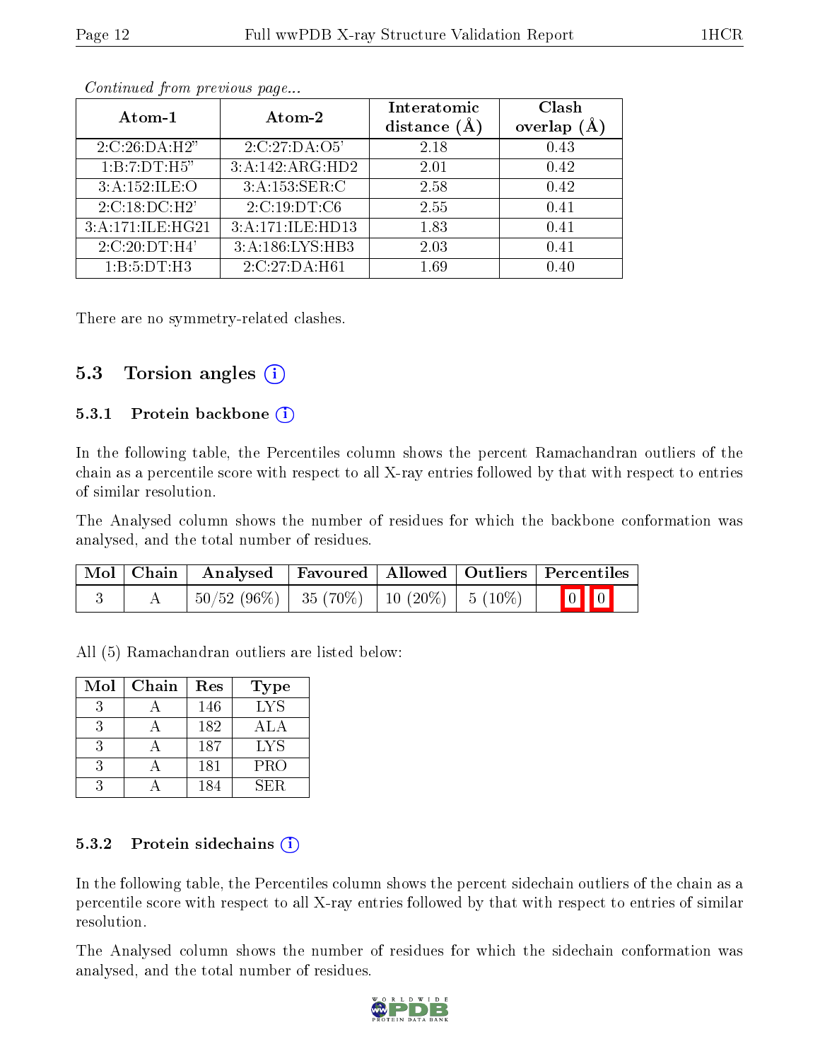*Continued from previous page...*

| Atom-1 | Atom-2 | Interatomic distance (Å) | Clash overlap (Å) |
|---|---|---|---|
| 2:C:26:DA:H2" | 2:C:27:DA:O5' | 2.18 | 0.43 |
| 1:B:7:DT:H5" | 3:A:142:ARG:HD2 | 2.01 | 0.42 |
| 3:A:152:ILE:O | 3:A:153:SER:C | 2.58 | 0.42 |
| 2:C:18:DC:H2' | 2:C:19:DT:C6 | 2.55 | 0.41 |
| 3:A:171:ILE:HG21 | 3:A:171:ILE:HD13 | 1.83 | 0.41 |
| 2:C:20:DT:H4' | 3:A:186:LYS:HB3 | 2.03 | 0.41 |
| 1:B:5:DT:H3 | 2:C:27:DA:H61 | 1.69 | 0.40 |

There are no symmetry-related clashes.

## 5.3 Torsion angles

### 5.3.1 Protein backbone

In the following table, the Percentiles column shows the percent Ramachandran outliers of the chain as a percentile score with respect to all X-ray entries followed by that with respect to entries of similar resolution.

The Analysed column shows the number of residues for which the backbone conformation was analysed, and the total number of residues.

| Mol | Chain | Analysed | Favoured | Allowed | Outliers | Percentiles | |
|---|---|---|---|---|---|---|---|
| 3 | A | 50/52 (96%) | 35 (70%) | 10 (20%) | 5 (10%) | 0 | 0 |

All (5) Ramachandran outliers are listed below:

| Mol | Chain | Res | Type |
|---|---|---|---|
| 3 | A | 146 | LYS |
| 3 | A | 182 | ALA |
| 3 | A | 187 | LYS |
| 3 | A | 181 | PRO |
| 3 | A | 184 | SER |

### 5.3.2 Protein sidechains

In the following table, the Percentiles column shows the percent sidechain outliers of the chain as a percentile score with respect to all X-ray entries followed by that with respect to entries of similar resolution.

The Analysed column shows the number of residues for which the sidechain conformation was analysed, and the total number of residues.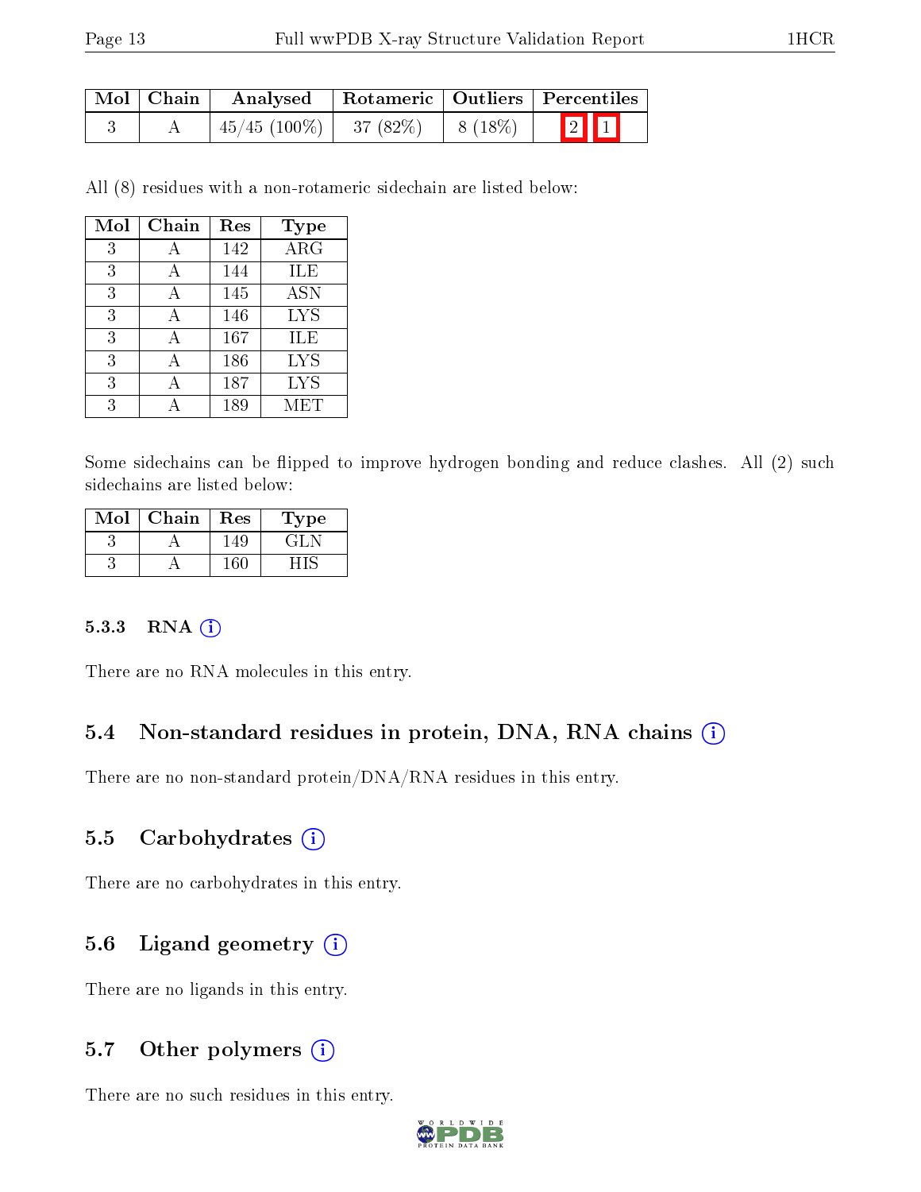| Mol | Chain | Analysed | Rotameric | Outliers | Percentiles |
|---|---|---|---|---|---|
| 3 | A | 45/45 (100%) | 37 (82%) | 8 (18%) | 2 1 |

All (8) residues with a non-rotameric sidechain are listed below:

| Mol | Chain | Res | Type |
|---|---|---|---|
| 3 | A | 142 | ARG |
| 3 | A | 144 | ILE |
| 3 | A | 145 | ASN |
| 3 | A | 146 | LYS |
| 3 | A | 167 | ILE |
| 3 | A | 186 | LYS |
| 3 | A | 187 | LYS |
| 3 | A | 189 | MET |

Some sidechains can be flipped to improve hydrogen bonding and reduce clashes. All (2) such sidechains are listed below:

| Mol | Chain | Res | Type |
|---|---|---|---|
| 3 | A | 149 | GLN |
| 3 | A | 160 | HIS |

#### 5.3.3 RNA

There are no RNA molecules in this entry.

### 5.4 Non-standard residues in protein, DNA, RNA chains

There are no non-standard protein/DNA/RNA residues in this entry.

### 5.5 Carbohydrates

There are no carbohydrates in this entry.

### 5.6 Ligand geometry

There are no ligands in this entry.

### 5.7 Other polymers

There are no such residues in this entry.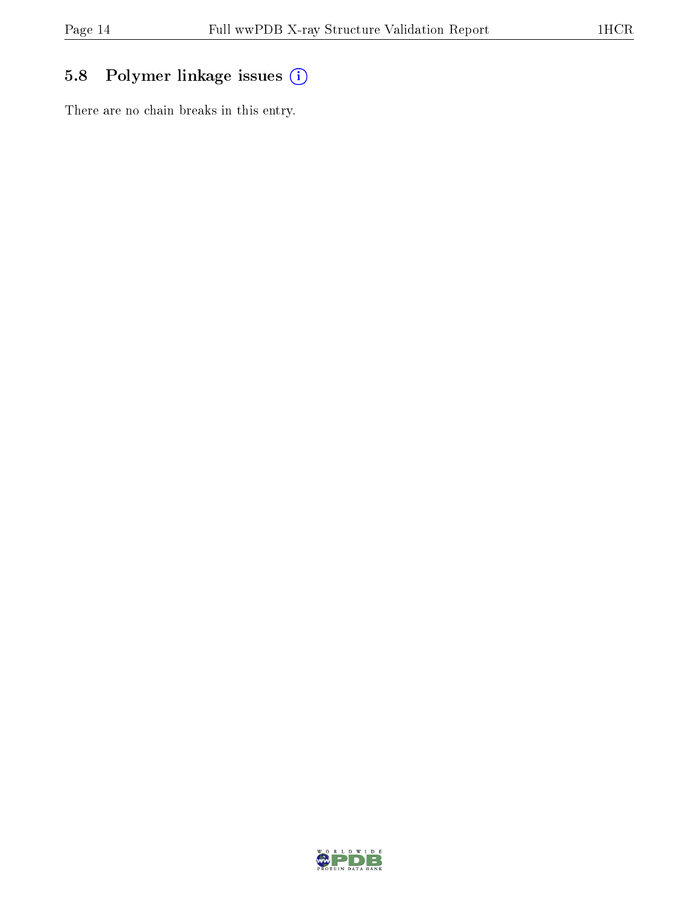## 5.8 Polymer linkage issues

There are no chain breaks in this entry.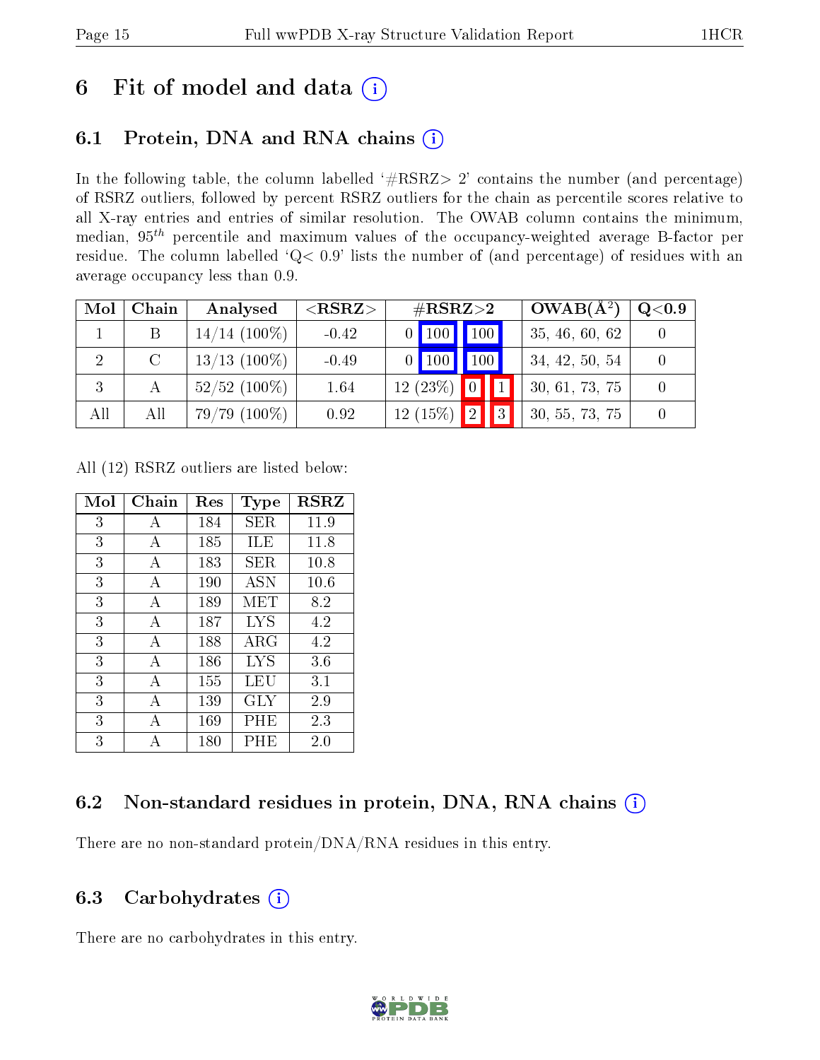# 6 Fit of model and data (i)

## 6.1 Protein, DNA and RNA chains (i)

In the following table, the column labelled '#RSRZ> 2' contains the number (and percentage) of RSRZ outliers, followed by percent RSRZ outliers for the chain as percentile scores relative to all X-ray entries and entries of similar resolution. The OWAB column contains the minimum, median, $95^{th}$ percentile and maximum values of the occupancy-weighted average B-factor per residue. The column labelled 'Q< 0.9' lists the number of (and percentage) of residues with an average occupancy less than 0.9.

| Mol | Chain | Analysed | <RSRZ> | #RSRZ>2 | | | OWAB(Å$^2$) | Q<0.9 |
|---|---|---|---|---|---|---|---|---|
| 1 | B | 14/14 (100%) | -0.42 | 0 | 100 | 100 | 35, 46, 60, 62 | 0 |
| 2 | C | 13/13 (100%) | -0.49 | 0 | 100 | 100 | 34, 42, 50, 54 | 0 |
| 3 | A | 52/52 (100%) | 1.64 | 12 (23%) | 0 | 1 | 30, 61, 73, 75 | 0 |
| All | All | 79/79 (100%) | 0.92 | 12 (15%) | 2 | 3 | 30, 55, 73, 75 | 0 |

All (12) RSRZ outliers are listed below:

| Mol | Chain | Res | Type | RSRZ |
|---|---|---|---|---|
| 3 | A | 184 | SER | 11.9 |
| 3 | A | 185 | ILE | 11.8 |
| 3 | A | 183 | SER | 10.8 |
| 3 | A | 190 | ASN | 10.6 |
| 3 | A | 189 | MET | 8.2 |
| 3 | A | 187 | LYS | 4.2 |
| 3 | A | 188 | ARG | 4.2 |
| 3 | A | 186 | LYS | 3.6 |
| 3 | A | 155 | LEU | 3.1 |
| 3 | A | 139 | GLY | 2.9 |
| 3 | A | 169 | PHE | 2.3 |
| 3 | A | 180 | PHE | 2.0 |

## 6.2 Non-standard residues in protein, DNA, RNA chains (i)

There are no non-standard protein/DNA/RNA residues in this entry.

## 6.3 Carbohydrates (i)

There are no carbohydrates in this entry.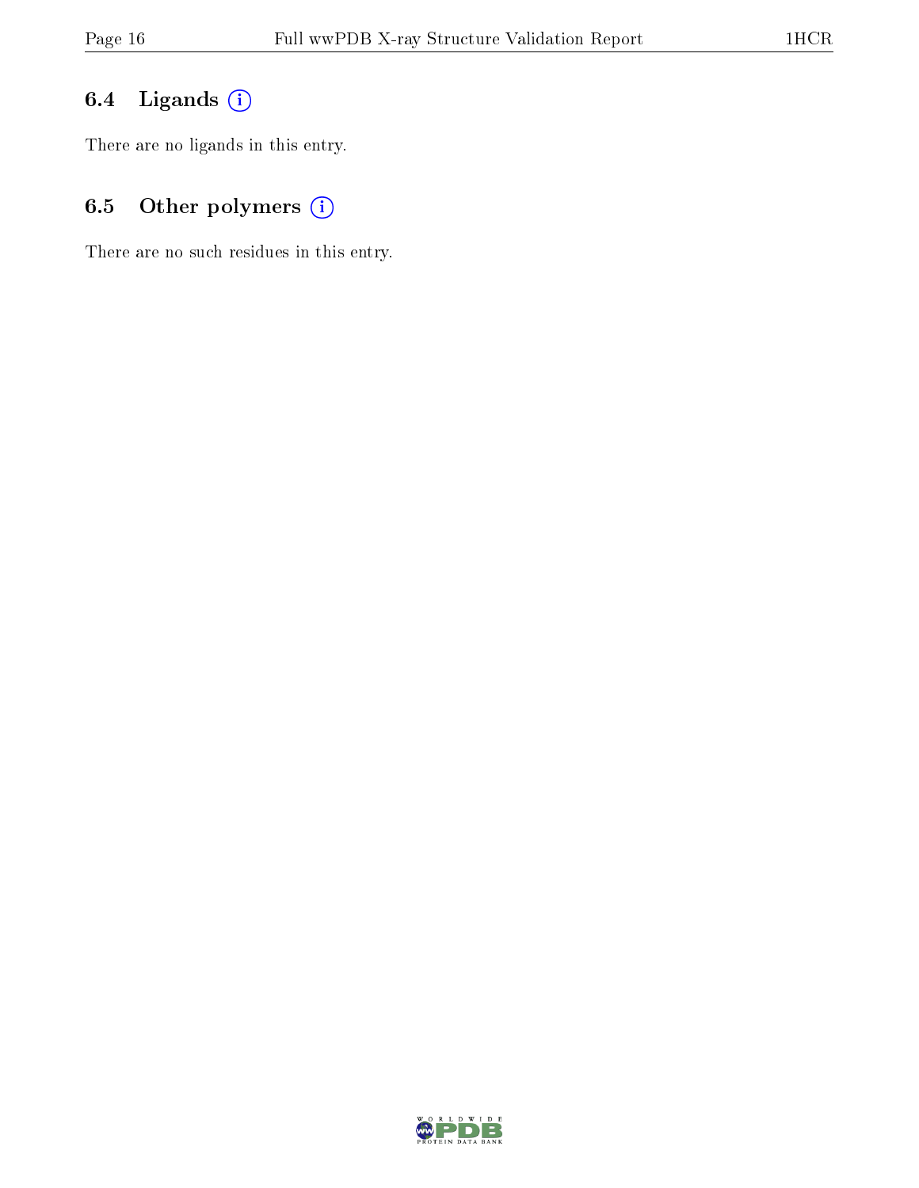### 6.4 Ligands

There are no ligands in this entry.

### 6.5 Other polymers

There are no such residues in this entry.